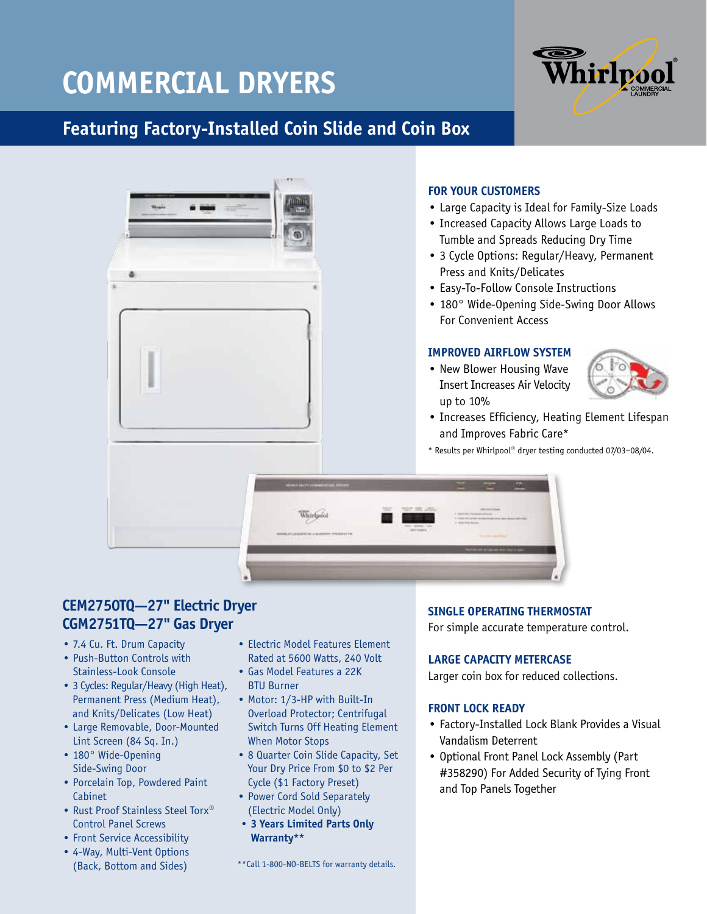# COMMERCIAL DRYERS

## Featuring Factory-Installed Coin Slide and Coin Box

### FOR YOUR CUSTOMERS

- Large Capacity is Ideal for Family-Size Loads
- Increased Capacity Allows Large Loads to Tumble and Spreads Reducing Dry Time
- 3 Cycle Options: Regular/Heavy, Permanent Press and Knits/Delicates
- Easy-To-Follow Console Instructions
- 180° Wide-Opening Side-Swing Door Allows For Convenient Access

### IMPROVED AIRFLOW SYSTEM

- New Blower Housing Wave Insert Increases Air Velocity up to 10%
- Increases Efficiency, Heating Element Lifespan and Improves Fabric Care*

\* Results per Whirlpool® dryer testing conducted 07/03–08/04.

## CEM2750TQ—27" Electric Dryer
## CGM2751TQ—27" Gas Dryer

- 7.4 Cu. Ft. Drum Capacity
- Push-Button Controls with Stainless-Look Console
- 3 Cycles: Regular/Heavy (High Heat), Permanent Press (Medium Heat), and Knits/Delicates (Low Heat)
- Large Removable, Door-Mounted Lint Screen (84 Sq. In.)
- 180° Wide-Opening Side-Swing Door
- Porcelain Top, Powdered Paint Cabinet
- Rust Proof Stainless Steel Torx® Control Panel Screws
- Front Service Accessibility
- 4-Way, Multi-Vent Options (Back, Bottom and Sides)
- Electric Model Features Element Rated at 5600 Watts, 240 Volt
- Gas Model Features a 22K BTU Burner
- Motor: 1/3-HP with Built-In Overload Protector; Centrifugal Switch Turns Off Heating Element When Motor Stops
- 8 Quarter Coin Slide Capacity, Set Your Dry Price From $0 to $2 Per Cycle ($1 Factory Preset)
- Power Cord Sold Separately (Electric Model Only)
- **3 Years Limited Parts Only Warranty****

\*\*Call 1-800-NO-BELTS for warranty details.

### SINGLE OPERATING THERMOSTAT

For simple accurate temperature control.

### LARGE CAPACITY METERCASE

Larger coin box for reduced collections.

### FRONT LOCK READY

- Factory-Installed Lock Blank Provides a Visual Vandalism Deterrent
- Optional Front Panel Lock Assembly (Part #358290) For Added Security of Tying Front and Top Panels Together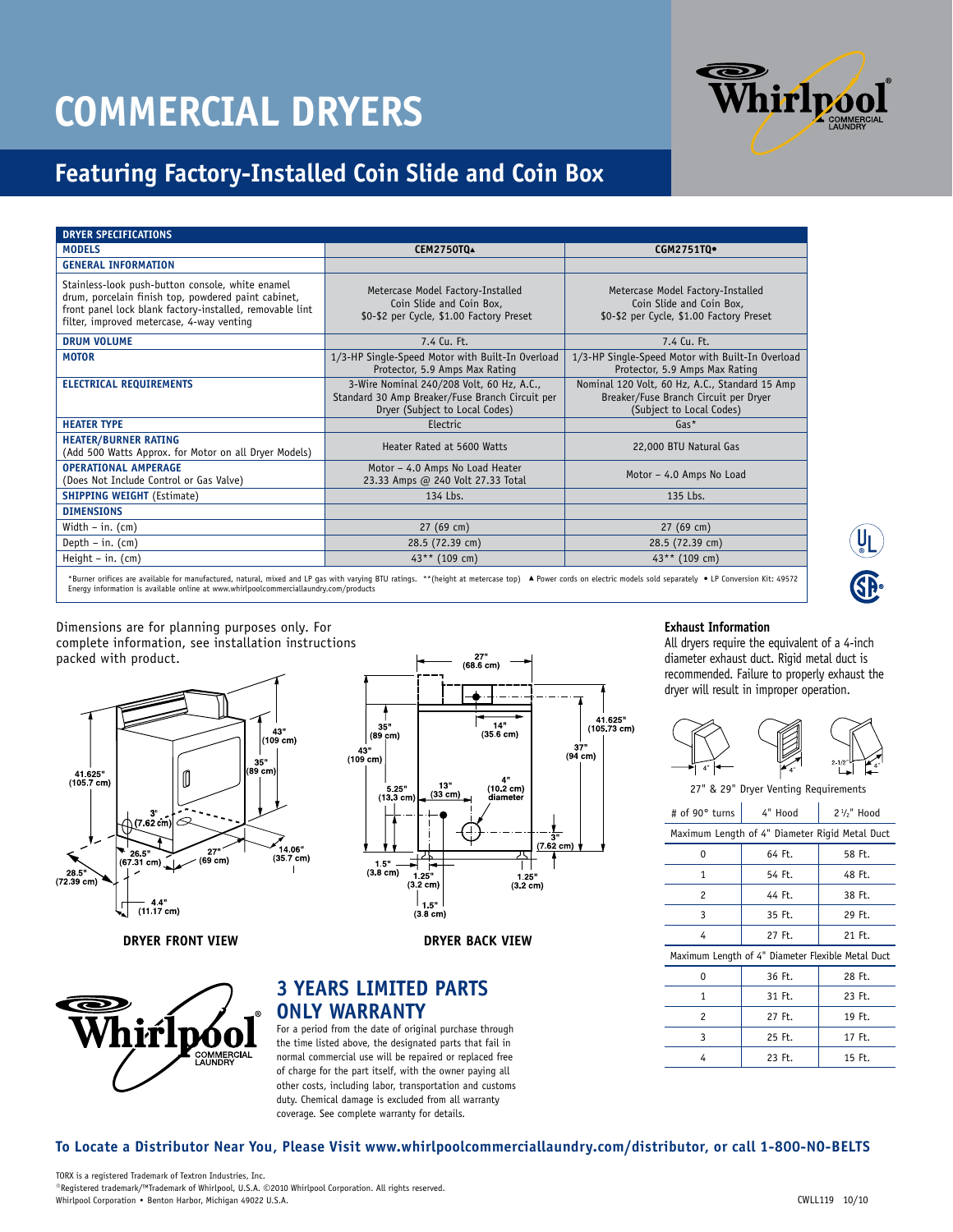# COMMERCIAL DRYERS

## Featuring Factory-Installed Coin Slide and Coin Box

| DRYER SPECIFICATIONS | | |
|---|---|---|
| **MODELS** | **CEM2750TQ▲** | **CGM2751TQ•** |
| **GENERAL INFORMATION** | | |
| Stainless-look push-button console, white enamel drum, porcelain finish top, powdered paint cabinet, front panel lock blank factory-installed, removable lint filter, improved metercase, 4-way venting | Metercase Model Factory-Installed Coin Slide and Coin Box, $0-$2 per Cycle, $1.00 Factory Preset | Metercase Model Factory-Installed Coin Slide and Coin Box, $0-$2 per Cycle, $1.00 Factory Preset |
| **DRUM VOLUME** | 7.4 Cu. Ft. | 7.4 Cu. Ft. |
| **MOTOR** | 1/3-HP Single-Speed Motor with Built-In Overload Protector, 5.9 Amps Max Rating | 1/3-HP Single-Speed Motor with Built-In Overload Protector, 5.9 Amps Max Rating |
| **ELECTRICAL REQUIREMENTS** | 3-Wire Nominal 240/208 Volt, 60 Hz, A.C., Standard 30 Amp Breaker/Fuse Branch Circuit per Dryer (Subject to Local Codes) | Nominal 120 Volt, 60 Hz, A.C., Standard 15 Amp Breaker/Fuse Branch Circuit per Dryer (Subject to Local Codes) |
| **HEATER TYPE** | Electric | Gas* |
| **HEATER/BURNER RATING** (Add 500 Watts Approx. for Motor on all Dryer Models) | Heater Rated at 5600 Watts | 22,000 BTU Natural Gas |
| **OPERATIONAL AMPERAGE** (Does Not Include Control or Gas Valve) | Motor – 4.0 Amps No Load Heater 23.33 Amps @ 240 Volt 27.33 Total | Motor – 4.0 Amps No Load |
| **SHIPPING WEIGHT** (Estimate) | 134 Lbs. | 135 Lbs. |
| **DIMENSIONS** | | |
| Width – in. (cm) | 27 (69 cm) | 27 (69 cm) |
| Depth – in. (cm) | 28.5 (72.39 cm) | 28.5 (72.39 cm) |
| Height – in. (cm) | 43** (109 cm) | 43** (109 cm) |

*Burner orifices are available for manufactured, natural, mixed and LP gas with varying BTU ratings. **(height at metercase top) ▲ Power cords on electric models sold separately • LP Conversion Kit: 49572
Energy information is available online at www.whirlpoolcommerciallaundry.com/products

Dimensions are for planning purposes only. For complete information, see installation instructions packed with product.

43" (109 cm)
35" (89 cm)
41.625" (105.7 cm)
3" (7.62 cm)
26.5" (67.31 cm)
27" (69 cm)
14.06" (35.7 cm)
28.5" (72.39 cm)
4.4" (11.17 cm)

**DRYER FRONT VIEW**

27" (68.6 cm)
14" (35.6 cm)
41.625" (105.73 cm)
35" (89 cm)
43" (109 cm)
37" (94 cm)
5.25" (13.3 cm)
13" (33 cm)
4" (10.2 cm) diameter
3" (7.62 cm)
1.5" (3.8 cm)
1.25" (3.2 cm)
1.25" (3.2 cm)
1.5" (3.8 cm)

**DRYER BACK VIEW**

### Exhaust Information

All dryers require the equivalent of a 4-inch diameter exhaust duct. Rigid metal duct is recommended. Failure to properly exhaust the dryer will result in improper operation.

4"
4"
2-1/2"
4"

27" & 29" Dryer Venting Requirements

| # of 90° turns | 4" Hood | 2 1/2" Hood |
|---|---|---|
| Maximum Length of 4" Diameter Rigid Metal Duct | | |
| 0 | 64 Ft. | 58 Ft. |
| 1 | 54 Ft. | 48 Ft. |
| 2 | 44 Ft. | 38 Ft. |
| 3 | 35 Ft. | 29 Ft. |
| 4 | 27 Ft. | 21 Ft. |
| Maximum Length of 4" Diameter Flexible Metal Duct | | |
| 0 | 36 Ft. | 28 Ft. |
| 1 | 31 Ft. | 23 Ft. |
| 2 | 27 Ft. | 19 Ft. |
| 3 | 25 Ft. | 17 Ft. |
| 4 | 23 Ft. | 15 Ft. |

## 3 YEARS LIMITED PARTS ONLY WARRANTY

For a period from the date of original purchase through the time listed above, the designated parts that fail in normal commercial use will be repaired or replaced free of charge for the part itself, with the owner paying all other costs, including labor, transportation and customs duty. Chemical damage is excluded from all warranty coverage. See complete warranty for details.

**To Locate a Distributor Near You, Please Visit www.whirlpoolcommerciallaundry.com/distributor, or call 1-800-NO-BELTS**

TORX is a registered Trademark of Textron Industries, Inc.
®Registered trademark/™Trademark of Whirlpool, U.S.A. ©2010 Whirlpool Corporation. All rights reserved.
Whirlpool Corporation • Benton Harbor, Michigan 49022 U.S.A.

CWLL119 10/10